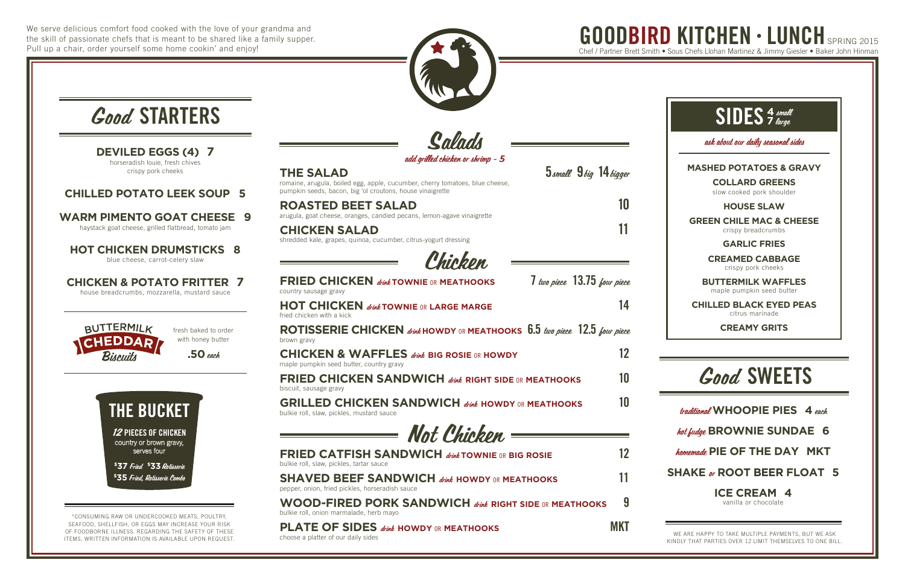We serve delicious comfort food cooked with the love of your grandma and the skill of passionate chefs that is meant to be shared like a family supper. Pull up a chair, order yourself some home cookin' and enjoy!

# GOODBIRD KITCHEN • LUNCH SPRING 2015

Chef / Partner Brett Smith • Sous Chefs Llohan Martinez & Jimmy Giesler • Baker John Hinman

## *Good* STARTERS

**DEVILED EGGS (4) 7**
horseradish louie, fresh chives
crispy pork cheeks

**CHILLED POTATO LEEK SOUP 5**

**WARM PIMENTO GOAT CHEESE 9**
haystack goat cheese, grilled flatbread, tomato jam

**HOT CHICKEN DRUMSTICKS 8**
blue cheese, carrot-celery slaw

**CHICKEN & POTATO FRITTER 7**
house breadcrumbs, mozzarella, mustard sauce

**BUTTERMILK CHEDDAR *Biscuits***
fresh baked to order with honey butter
**.50** *each*

## THE BUCKET

***12* PIECES OF CHICKEN**
country or brown gravy, serves four

**$37** *Fried* **$33** *Rotisserie*
**$35** *Fried, Rotisserie Combo*

*CONSUMING RAW OR UNDERCOOKED MEATS, POULTRY, SEAFOOD, SHELLFISH, OR EGGS MAY INCREASE YOUR RISK OF FOODBORNE ILLNESS. REGARDING THE SAFETY OF THESE ITEMS, WRITTEN INFORMATION IS AVAILABLE UPON REQUEST.

## *Salads*

*add grilled chicken or shrimp - 5*

**THE SALAD** — 5 *small* 9 *big* 14 *bigger*
romaine, arugula, boiled egg, apple, cucumber, cherry tomatoes, blue cheese, pumpkin seeds, bacon, big 'ol croutons, house vinaigrette

**ROASTED BEET SALAD** — 10
arugula, goat cheese, oranges, candied pecans, lemon-agave vinaigrette

**CHICKEN SALAD** — 11
shredded kale, grapes, quinoa, cucumber, citrus-yogurt dressing

## *Chicken*

**FRIED CHICKEN** *drink* **TOWNIE** OR **MEATHOOKS** — 7 *two piece* 13.75 *four piece*
country sausage gravy

**HOT CHICKEN** *drink* **TOWNIE** OR **LARGE MARGE** — 14
fried chicken with a kick

**ROTISSERIE CHICKEN** *drink* **HOWDY** OR **MEATHOOKS** — 6.5 *two piece* 12.5 *four piece*
brown gravy

**CHICKEN & WAFFLES** *drink* **BIG ROSIE** OR **HOWDY** — 12
maple pumpkin seed butter, country gravy

**FRIED CHICKEN SANDWICH** *drink* **RIGHT SIDE** OR **MEATHOOKS** — 10
biscuit, sausage gravy

**GRILLED CHICKEN SANDWICH** *drink* **HOWDY** OR **MEATHOOKS** — 10
bulkie roll, slaw, pickles, mustard sauce

## *Not Chicken*

**FRIED CATFISH SANDWICH** *drink* **TOWNIE** OR **BIG ROSIE** — 12
bulkie roll, slaw, pickles, tartar sauce

**SHAVED BEEF SANDWICH** *drink* **HOWDY** OR **MEATHOOKS** — 11
pepper, onion, fried pickles, horseradish sauce

**WOOD-FIRED PORK SANDWICH** *drink* **RIGHT SIDE** OR **MEATHOOKS** — 9
bulkie roll, onion marmalade, herb mayo

**PLATE OF SIDES** *drink* **HOWDY** OR **MEATHOOKS** — MKT
choose a platter of our daily sides

## SIDES 4 *small* 7 *large*

*ask about our daily seasonal sides*

**MASHED POTATOES & GRAVY**

**COLLARD GREENS**
slow cooked pork shoulder

**HOUSE SLAW**

**GREEN CHILE MAC & CHEESE**
crispy breadcrumbs

**GARLIC FRIES**

**CREAMED CABBAGE**
crispy pork cheeks

**BUTTERMILK WAFFLES**
maple pumpkin seed butter

**CHILLED BLACK EYED PEAS**
citrus marinade

**CREAMY GRITS**

## *Good* SWEETS

*traditional* **WHOOPIE PIES 4** *each*

*hot fudge* **BROWNIE SUNDAE 6**

*homemade* **PIE OF THE DAY MKT**

**SHAKE** *or* **ROOT BEER FLOAT 5**

**ICE CREAM 4**
vanilla or chocolate

WE ARE HAPPY TO TAKE MULTIPLE PAYMENTS, BUT WE ASK KINDLY THAT PARTIES OVER 12 LIMIT THEMSELVES TO ONE BILL.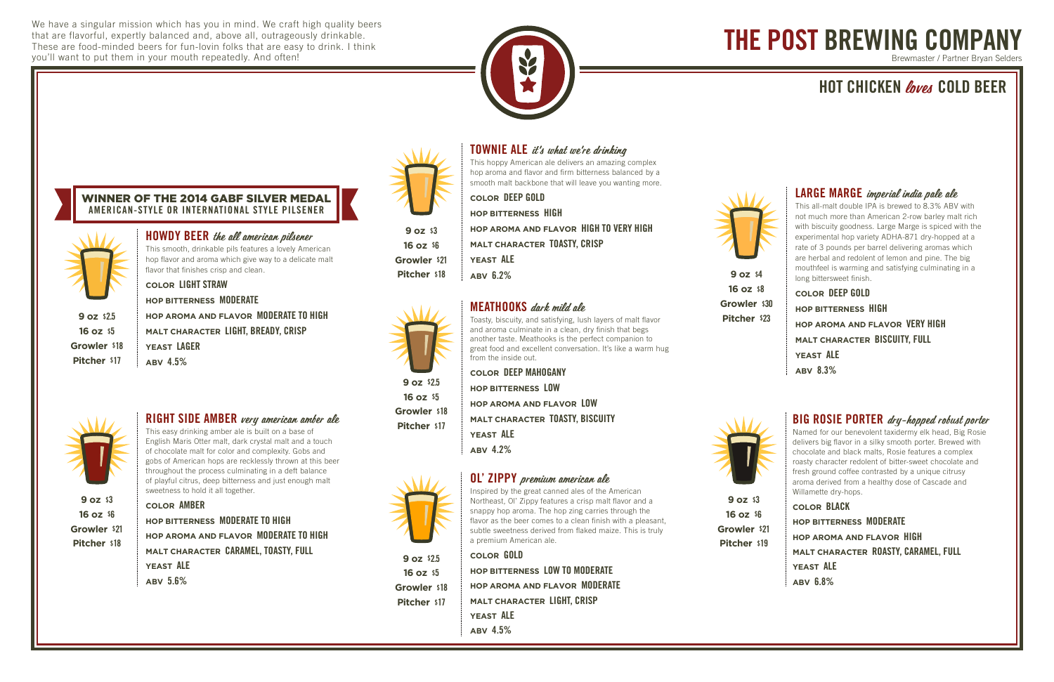We have a singular mission which has you in mind. We craft high quality beers that are flavorful, expertly balanced and, above all, outrageously drinkable. These are food-minded beers for fun-lovin folks that are easy to drink. I think you'll want to put them in your mouth repeatedly. And often!

# THE POST BREWING COMPANY

Brewmaster / Partner Bryan Selders

## HOT CHICKEN *loves* COLD BEER

**WINNER OF THE 2014 GABF SILVER MEDAL**
**AMERICAN-STYLE OR INTERNATIONAL STYLE PILSENER**

### HOWDY BEER *the all american pilsener*

This smooth, drinkable pils features a lovely American hop flavor and aroma which give way to a delicate malt flavor that finishes crisp and clean.

**COLOR** LIGHT STRAW
**HOP BITTERNESS** MODERATE
**HOP AROMA AND FLAVOR** MODERATE TO HIGH
**MALT CHARACTER** LIGHT, BREADY, CRISP
**YEAST** LAGER
**ABV** 4.5%

**9 oz** $2.5
**16 oz** $5
**Growler** $18
**Pitcher** $17

### RIGHT SIDE AMBER *very american amber ale*

This easy drinking amber ale is built on a base of English Maris Otter malt, dark crystal malt and a touch of chocolate malt for color and complexity. Gobs and gobs of American hops are recklessly thrown at this beer throughout the process culminating in a deft balance of playful citrus, deep bitterness and just enough malt sweetness to hold it all together.

**COLOR** AMBER
**HOP BITTERNESS** MODERATE TO HIGH
**HOP AROMA AND FLAVOR** MODERATE TO HIGH
**MALT CHARACTER** CARAMEL, TOASTY, FULL
**YEAST** ALE
**ABV** 5.6%

**9 oz** $3
**16 oz** $6
**Growler** $21
**Pitcher** $18

### TOWNIE ALE *it's what we're drinking*

This hoppy American ale delivers an amazing complex hop aroma and flavor and firm bitterness balanced by a smooth malt backbone that will leave you wanting more.

**COLOR** DEEP GOLD
**HOP BITTERNESS** HIGH
**HOP AROMA AND FLAVOR** HIGH TO VERY HIGH
**MALT CHARACTER** TOASTY, CRISP
**YEAST** ALE
**ABV** 6.2%

**9 oz** $3
**16 oz** $6
**Growler** $21
**Pitcher** $18

### MEATHOOKS *dark mild ale*

Toasty, biscuity, and satisfying, lush layers of malt flavor and aroma culminate in a clean, dry finish that begs another taste. Meathooks is the perfect companion to great food and excellent conversation. It's like a warm hug from the inside out.

**COLOR** DEEP MAHOGANY
**HOP BITTERNESS** LOW
**HOP AROMA AND FLAVOR** LOW
**MALT CHARACTER** TOASTY, BISCUITY
**YEAST** ALE
**ABV** 4.2%

**9 oz** $2.5
**16 oz** $5
**Growler** $18
**Pitcher** $17

### OL' ZIPPY *premium american ale*

Inspired by the great canned ales of the American Northeast, Ol' Zippy features a crisp malt flavor and a snappy hop aroma. The hop zing carries through the flavor as the beer comes to a clean finish with a pleasant, subtle sweetness derived from flaked maize. This is truly a premium American ale.

**COLOR** GOLD
**HOP BITTERNESS** LOW TO MODERATE
**HOP AROMA AND FLAVOR** MODERATE
**MALT CHARACTER** LIGHT, CRISP
**YEAST** ALE
**ABV** 4.5%

**9 oz** $2.5
**16 oz** $5
**Growler** $18
**Pitcher** $17

### LARGE MARGE *imperial india pale ale*

This all-malt double IPA is brewed to 8.3% ABV with not much more than American 2-row barley malt rich with biscuity goodness. Large Marge is spiced with the experimental hop variety ADHA-871 dry-hopped at a rate of 3 pounds per barrel delivering aromas which are herbal and redolent of lemon and pine. The big mouthfeel is warming and satisfying culminating in a long bittersweet finish.

**COLOR** DEEP GOLD
**HOP BITTERNESS** HIGH
**HOP AROMA AND FLAVOR** VERY HIGH
**MALT CHARACTER** BISCUITY, FULL
**YEAST** ALE
**ABV** 8.3%

**9 oz** $4
**16 oz** $8
**Growler** $30
**Pitcher** $23

### BIG ROSIE PORTER *dry-hopped robust porter*

Named for our benevolent taxidermy elk head, Big Rosie delivers big flavor in a silky smooth porter. Brewed with chocolate and black malts, Rosie features a complex roasty character redolent of bitter-sweet chocolate and fresh ground coffee contrasted by a unique citrusy aroma derived from a healthy dose of Cascade and Willamette dry-hops.

**COLOR** BLACK
**HOP BITTERNESS** MODERATE
**HOP AROMA AND FLAVOR** HIGH
**MALT CHARACTER** ROASTY, CARAMEL, FULL
**YEAST** ALE
**ABV** 6.8%

**9 oz** $3
**16 oz** $6
**Growler** $21
**Pitcher** $19